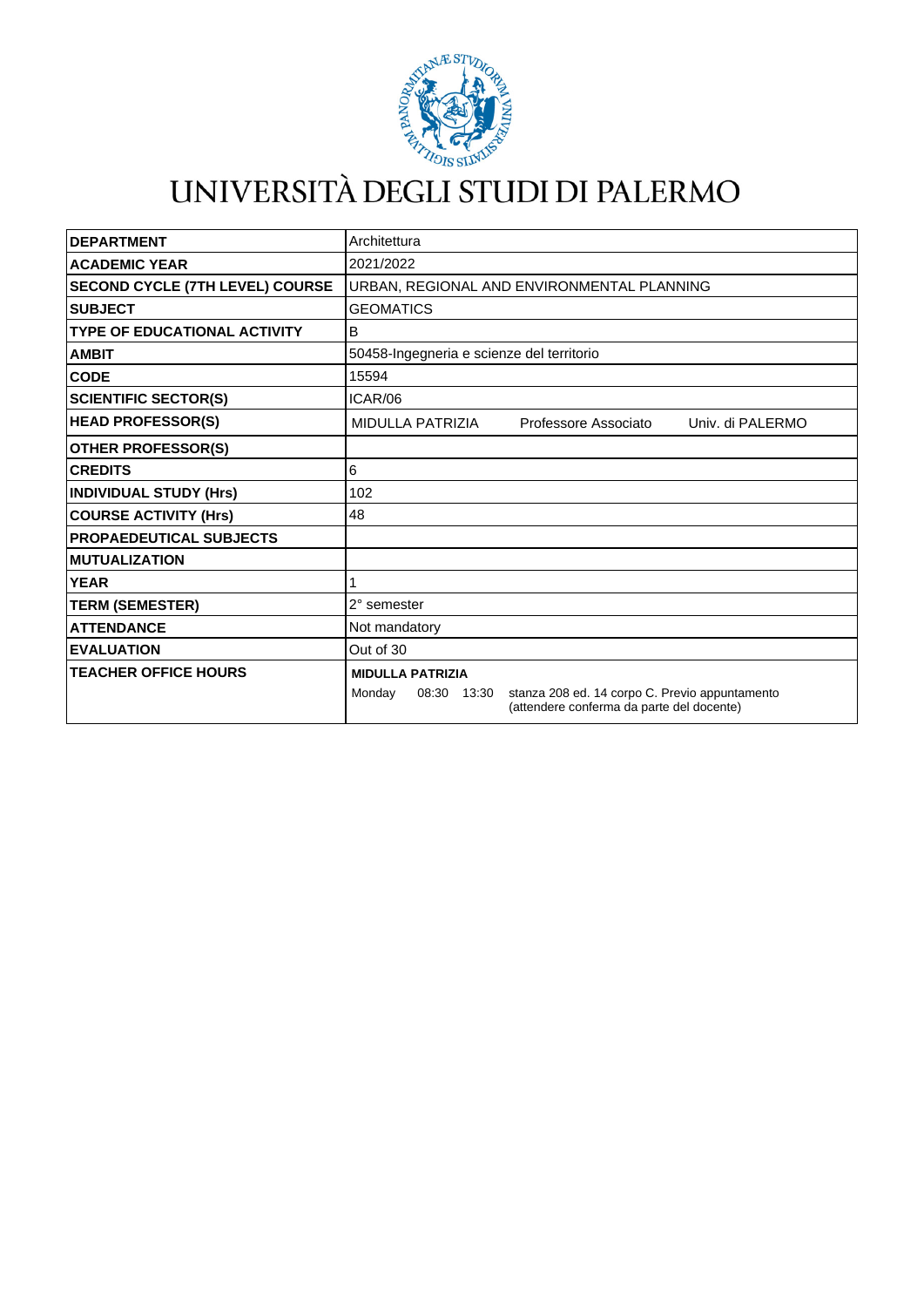# UNIVERSITÀ DEGLI STUDI DI PALERMO

| | |
|---|---|
| **DEPARTMENT** | Architettura |
| **ACADEMIC YEAR** | 2021/2022 |
| **SECOND CYCLE (7TH LEVEL) COURSE** | URBAN, REGIONAL AND ENVIRONMENTAL PLANNING |
| **SUBJECT** | GEOMATICS |
| **TYPE OF EDUCATIONAL ACTIVITY** | B |
| **AMBIT** | 50458-Ingegneria e scienze del territorio |
| **CODE** | 15594 |
| **SCIENTIFIC SECTOR(S)** | ICAR/06 |
| **HEAD PROFESSOR(S)** | MIDULLA PATRIZIA Professore Associato Univ. di PALERMO |
| **OTHER PROFESSOR(S)** | |
| **CREDITS** | 6 |
| **INDIVIDUAL STUDY (Hrs)** | 102 |
| **COURSE ACTIVITY (Hrs)** | 48 |
| **PROPAEDEUTICAL SUBJECTS** | |
| **MUTUALIZATION** | |
| **YEAR** | 1 |
| **TERM (SEMESTER)** | 2° semester |
| **ATTENDANCE** | Not mandatory |
| **EVALUATION** | Out of 30 |
| **TEACHER OFFICE HOURS** | **MIDULLA PATRIZIA**<br>Monday 08:30 13:30 stanza 208 ed. 14 corpo C. Previo appuntamento (attendere conferma da parte del docente) |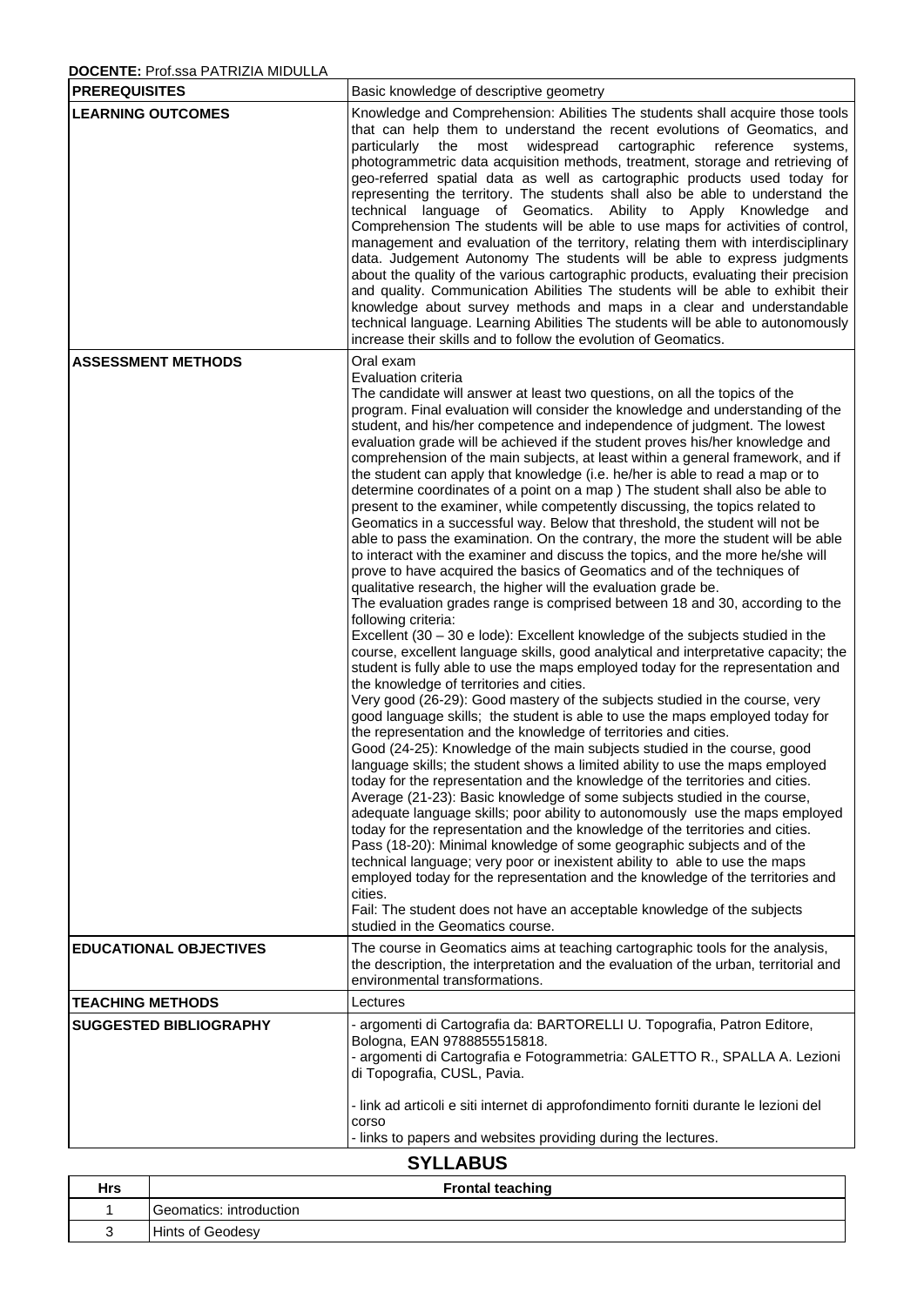**DOCENTE:** Prof.ssa PATRIZIA MIDULLA

| | |
|---|---|
| **PREREQUISITES** | Basic knowledge of descriptive geometry |
| **LEARNING OUTCOMES** | Knowledge and Comprehension: Abilities The students shall acquire those tools that can help them to understand the recent evolutions of Geomatics, and particularly the most widespread cartographic reference systems, photogrammetric data acquisition methods, treatment, storage and retrieving of geo-referred spatial data as well as cartographic products used today for representing the territory. The students shall also be able to understand the technical language of Geomatics. Ability to Apply Knowledge and Comprehension The students will be able to use maps for activities of control, management and evaluation of the territory, relating them with interdisciplinary data. Judgement Autonomy The students will be able to express judgments about the quality of the various cartographic products, evaluating their precision and quality. Communication Abilities The students will be able to exhibit their knowledge about survey methods and maps in a clear and understandable technical language. Learning Abilities The students will be able to autonomously increase their skills and to follow the evolution of Geomatics. |
| **ASSESSMENT METHODS** | Oral exam<br>Evaluation criteria<br>The candidate will answer at least two questions, on all the topics of the program. Final evaluation will consider the knowledge and understanding of the student, and his/her competence and independence of judgment. The lowest evaluation grade will be achieved if the student proves his/her knowledge and comprehension of the main subjects, at least within a general framework, and if the student can apply that knowledge (i.e. he/her is able to read a map or to determine coordinates of a point on a map ) The student shall also be able to present to the examiner, while competently discussing, the topics related to Geomatics in a successful way. Below that threshold, the student will not be able to pass the examination. On the contrary, the more the student will be able to interact with the examiner and discuss the topics, and the more he/she will prove to have acquired the basics of Geomatics and of the techniques of qualitative research, the higher will the evaluation grade be.<br>The evaluation grades range is comprised between 18 and 30, according to the following criteria:<br>Excellent (30 – 30 e lode): Excellent knowledge of the subjects studied in the course, excellent language skills, good analytical and interpretative capacity; the student is fully able to use the maps employed today for the representation and the knowledge of territories and cities.<br>Very good (26-29): Good mastery of the subjects studied in the course, very good language skills; the student is able to use the maps employed today for the representation and the knowledge of territories and cities.<br>Good (24-25): Knowledge of the main subjects studied in the course, good language skills; the student shows a limited ability to use the maps employed today for the representation and the knowledge of the territories and cities.<br>Average (21-23): Basic knowledge of some subjects studied in the course, adequate language skills; poor ability to autonomously use the maps employed today for the representation and the knowledge of the territories and cities.<br>Pass (18-20): Minimal knowledge of some geographic subjects and of the technical language; very poor or inexistent ability to able to use the maps employed today for the representation and the knowledge of the territories and cities.<br>Fail: The student does not have an acceptable knowledge of the subjects studied in the Geomatics course. |
| **EDUCATIONAL OBJECTIVES** | The course in Geomatics aims at teaching cartographic tools for the analysis, the description, the interpretation and the evaluation of the urban, territorial and environmental transformations. |
| **TEACHING METHODS** | Lectures |
| **SUGGESTED BIBLIOGRAPHY** | - argomenti di Cartografia da: BARTORELLI U. Topografia, Patron Editore, Bologna, EAN 9788855515818.<br>- argomenti di Cartografia e Fotogrammetria: GALETTO R., SPALLA A. Lezioni di Topografia, CUSL, Pavia.<br><br>- link ad articoli e siti internet di approfondimento forniti durante le lezioni del corso<br>- links to papers and websites providing during the lectures. |

## SYLLABUS

| Hrs | Frontal teaching |
|---|---|
| 1 | Geomatics: introduction |
| 3 | Hints of Geodesy |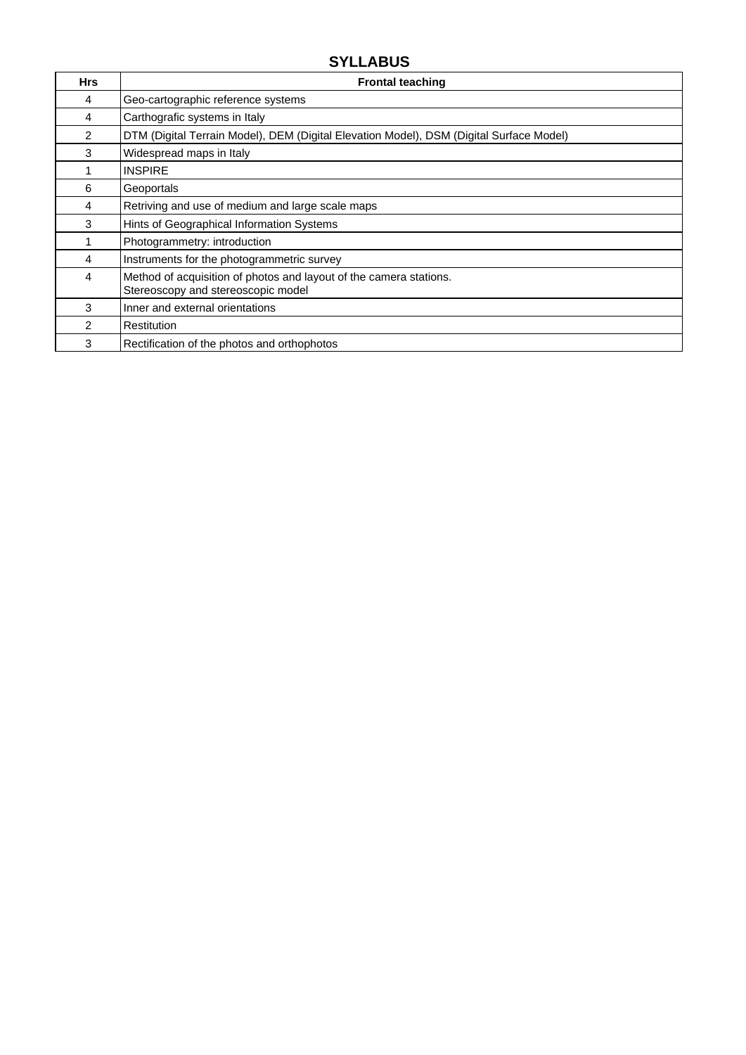## SYLLABUS

| Hrs | Frontal teaching |
|---|---|
| 4 | Geo-cartographic reference systems |
| 4 | Carthografic systems in Italy |
| 2 | DTM (Digital Terrain Model), DEM (Digital Elevation Model), DSM (Digital Surface Model) |
| 3 | Widespread maps in Italy |
| 1 | INSPIRE |
| 6 | Geoportals |
| 4 | Retriving and use of medium and large scale maps |
| 3 | Hints of Geographical Information Systems |
| 1 | Photogrammetry: introduction |
| 4 | Instruments for the photogrammetric survey |
| 4 | Method of acquisition of photos and layout of the camera stations. Stereoscopy and stereoscopic model |
| 3 | Inner and external orientations |
| 2 | Restitution |
| 3 | Rectification of the photos and orthophotos |